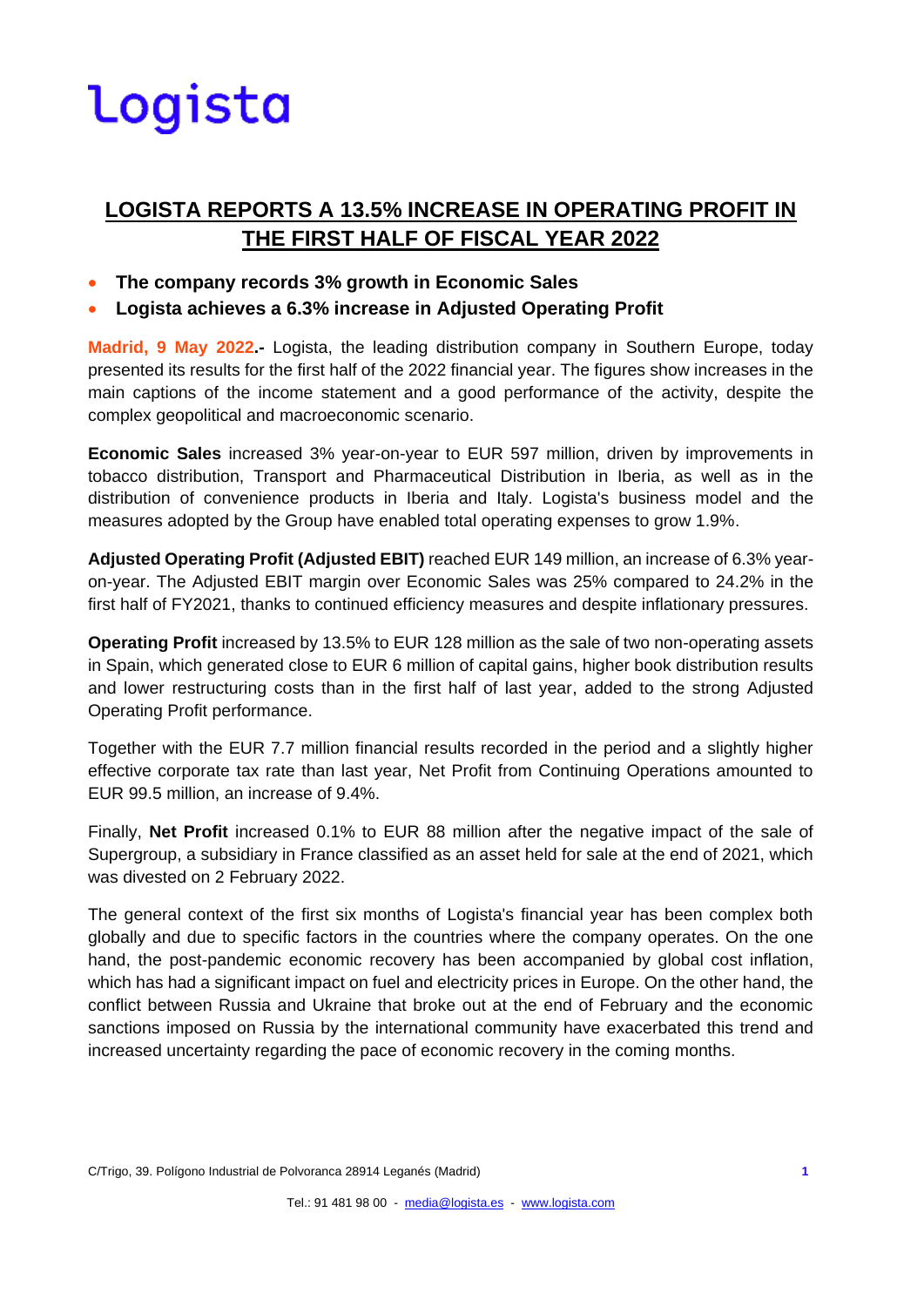logista

# LOGISTA REPORTS A 13.5% INCREASE IN OPERATING PROFIT IN THE FIRST HALF OF FISCAL YEAR 2022

- **The company records 3% growth in Economic Sales**
- **Logista achieves a 6.3% increase in Adjusted Operating Profit**

**Madrid, 9 May 2022.-** Logista, the leading distribution company in Southern Europe, today presented its results for the first half of the 2022 financial year. The figures show increases in the main captions of the income statement and a good performance of the activity, despite the complex geopolitical and macroeconomic scenario.

**Economic Sales** increased 3% year-on-year to EUR 597 million, driven by improvements in tobacco distribution, Transport and Pharmaceutical Distribution in Iberia, as well as in the distribution of convenience products in Iberia and Italy. Logista's business model and the measures adopted by the Group have enabled total operating expenses to grow 1.9%.

**Adjusted Operating Profit (Adjusted EBIT)** reached EUR 149 million, an increase of 6.3% year-on-year. The Adjusted EBIT margin over Economic Sales was 25% compared to 24.2% in the first half of FY2021, thanks to continued efficiency measures and despite inflationary pressures.

**Operating Profit** increased by 13.5% to EUR 128 million as the sale of two non-operating assets in Spain, which generated close to EUR 6 million of capital gains, higher book distribution results and lower restructuring costs than in the first half of last year, added to the strong Adjusted Operating Profit performance.

Together with the EUR 7.7 million financial results recorded in the period and a slightly higher effective corporate tax rate than last year, Net Profit from Continuing Operations amounted to EUR 99.5 million, an increase of 9.4%.

Finally, **Net Profit** increased 0.1% to EUR 88 million after the negative impact of the sale of Supergroup, a subsidiary in France classified as an asset held for sale at the end of 2021, which was divested on 2 February 2022.

The general context of the first six months of Logista's financial year has been complex both globally and due to specific factors in the countries where the company operates. On the one hand, the post-pandemic economic recovery has been accompanied by global cost inflation, which has had a significant impact on fuel and electricity prices in Europe. On the other hand, the conflict between Russia and Ukraine that broke out at the end of February and the economic sanctions imposed on Russia by the international community have exacerbated this trend and increased uncertainty regarding the pace of economic recovery in the coming months.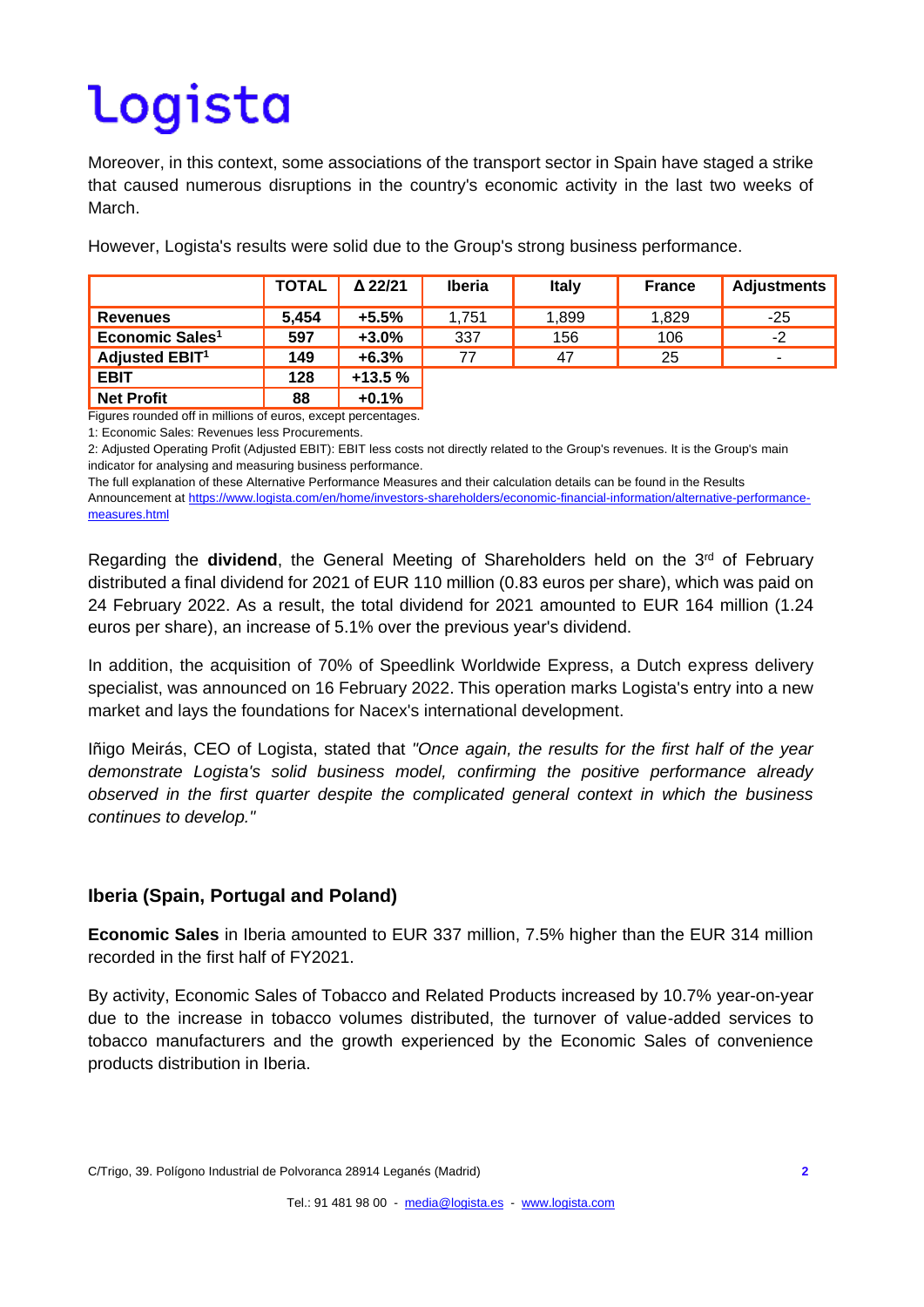Moreover, in this context, some associations of the transport sector in Spain have staged a strike that caused numerous disruptions in the country's economic activity in the last two weeks of March.

However, Logista's results were solid due to the Group's strong business performance.

| | TOTAL | Δ 22/21 | Iberia | Italy | France | Adjustments |
|---|---|---|---|---|---|---|
| **Revenues** | **5,454** | **+5.5%** | 1,751 | 1,899 | 1,829 | -25 |
| **Economic Sales[1]** | **597** | **+3.0%** | 337 | 156 | 106 | -2 |
| **Adjusted EBIT[1]** | **149** | **+6.3%** | 77 | 47 | 25 | - |
| **EBIT** | **128** | **+13.5 %** | | | | |
| **Net Profit** | **88** | **+0.1%** | | | | |

Figures rounded off in millions of euros, except percentages.

1: Economic Sales: Revenues less Procurements.

2: Adjusted Operating Profit (Adjusted EBIT): EBIT less costs not directly related to the Group's revenues. It is the Group's main indicator for analysing and measuring business performance.

The full explanation of these Alternative Performance Measures and their calculation details can be found in the Results Announcement at https://www.logista.com/en/home/investors-shareholders/economic-financial-information/alternative-performance-measures.html

Regarding the **dividend**, the General Meeting of Shareholders held on the 3rd of February distributed a final dividend for 2021 of EUR 110 million (0.83 euros per share), which was paid on 24 February 2022. As a result, the total dividend for 2021 amounted to EUR 164 million (1.24 euros per share), an increase of 5.1% over the previous year's dividend.

In addition, the acquisition of 70% of Speedlink Worldwide Express, a Dutch express delivery specialist, was announced on 16 February 2022. This operation marks Logista's entry into a new market and lays the foundations for Nacex's international development.

Iñigo Meirás, CEO of Logista, stated that *"Once again, the results for the first half of the year demonstrate Logista's solid business model, confirming the positive performance already observed in the first quarter despite the complicated general context in which the business continues to develop."*

## Iberia (Spain, Portugal and Poland)

**Economic Sales** in Iberia amounted to EUR 337 million, 7.5% higher than the EUR 314 million recorded in the first half of FY2021.

By activity, Economic Sales of Tobacco and Related Products increased by 10.7% year-on-year due to the increase in tobacco volumes distributed, the turnover of value-added services to tobacco manufacturers and the growth experienced by the Economic Sales of convenience products distribution in Iberia.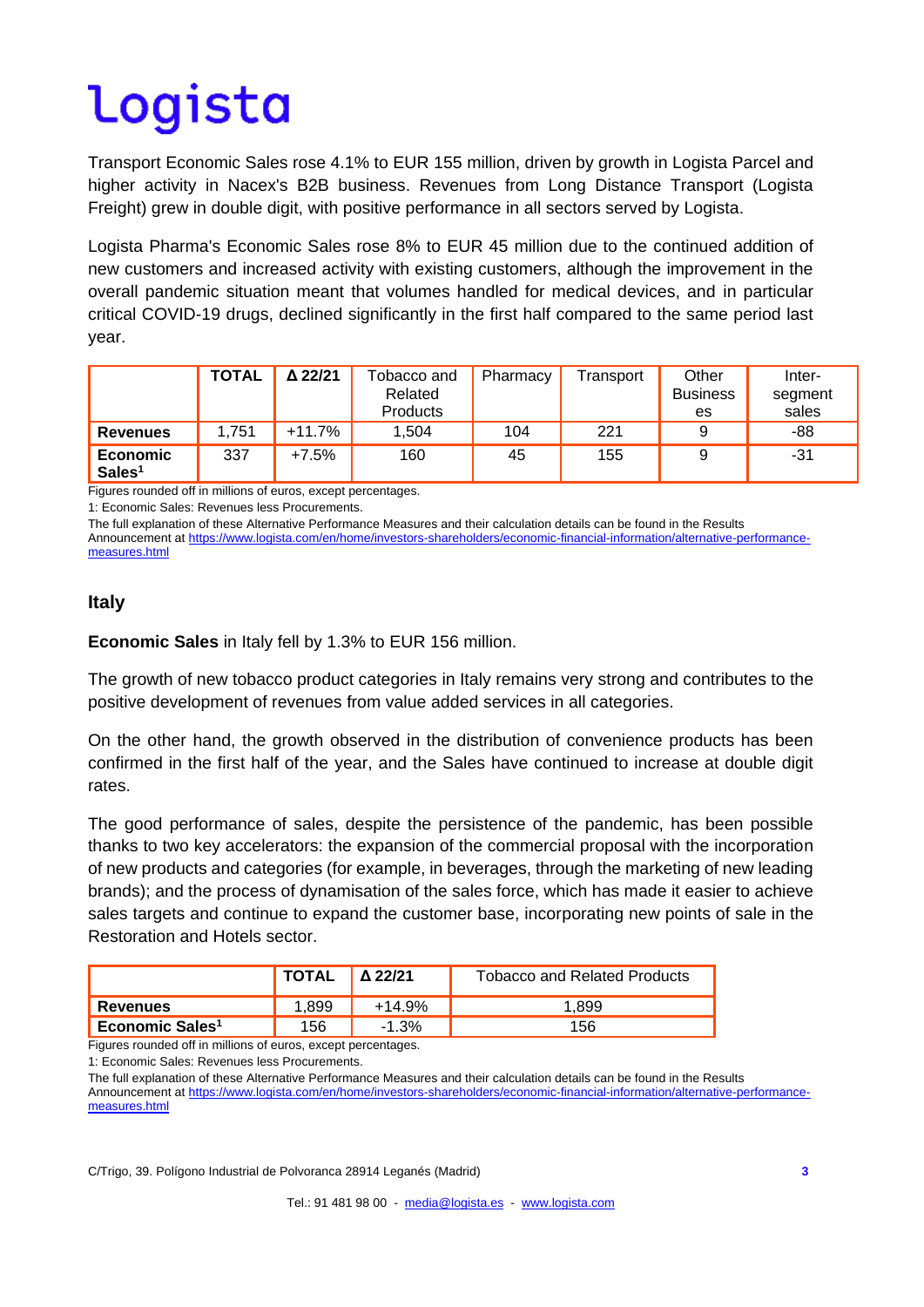Transport Economic Sales rose 4.1% to EUR 155 million, driven by growth in Logista Parcel and higher activity in Nacex's B2B business. Revenues from Long Distance Transport (Logista Freight) grew in double digit, with positive performance in all sectors served by Logista.

Logista Pharma's Economic Sales rose 8% to EUR 45 million due to the continued addition of new customers and increased activity with existing customers, although the improvement in the overall pandemic situation meant that volumes handled for medical devices, and in particular critical COVID-19 drugs, declined significantly in the first half compared to the same period last year.

| | TOTAL | Δ 22/21 | Tobacco and Related Products | Pharmacy | Transport | Other Businesses | Inter-segment sales |
|---|---|---|---|---|---|---|---|
| **Revenues** | 1,751 | +11.7% | 1,504 | 104 | 221 | 9 | -88 |
| **Economic Sales[1]** | 337 | +7.5% | 160 | 45 | 155 | 9 | -31 |

Figures rounded off in millions of euros, except percentages.

1: Economic Sales: Revenues less Procurements.

The full explanation of these Alternative Performance Measures and their calculation details can be found in the Results Announcement at https://www.logista.com/en/home/investors-shareholders/economic-financial-information/alternative-performance-measures.html

## Italy

**Economic Sales** in Italy fell by 1.3% to EUR 156 million.

The growth of new tobacco product categories in Italy remains very strong and contributes to the positive development of revenues from value added services in all categories.

On the other hand, the growth observed in the distribution of convenience products has been confirmed in the first half of the year, and the Sales have continued to increase at double digit rates.

The good performance of sales, despite the persistence of the pandemic, has been possible thanks to two key accelerators: the expansion of the commercial proposal with the incorporation of new products and categories (for example, in beverages, through the marketing of new leading brands); and the process of dynamisation of the sales force, which has made it easier to achieve sales targets and continue to expand the customer base, incorporating new points of sale in the Restoration and Hotels sector.

| | TOTAL | Δ 22/21 | Tobacco and Related Products |
|---|---|---|---|
| **Revenues** | 1,899 | +14.9% | 1,899 |
| **Economic Sales[1]** | 156 | -1.3% | 156 |

Figures rounded off in millions of euros, except percentages.

1: Economic Sales: Revenues less Procurements.

The full explanation of these Alternative Performance Measures and their calculation details can be found in the Results Announcement at https://www.logista.com/en/home/investors-shareholders/economic-financial-information/alternative-performance-measures.html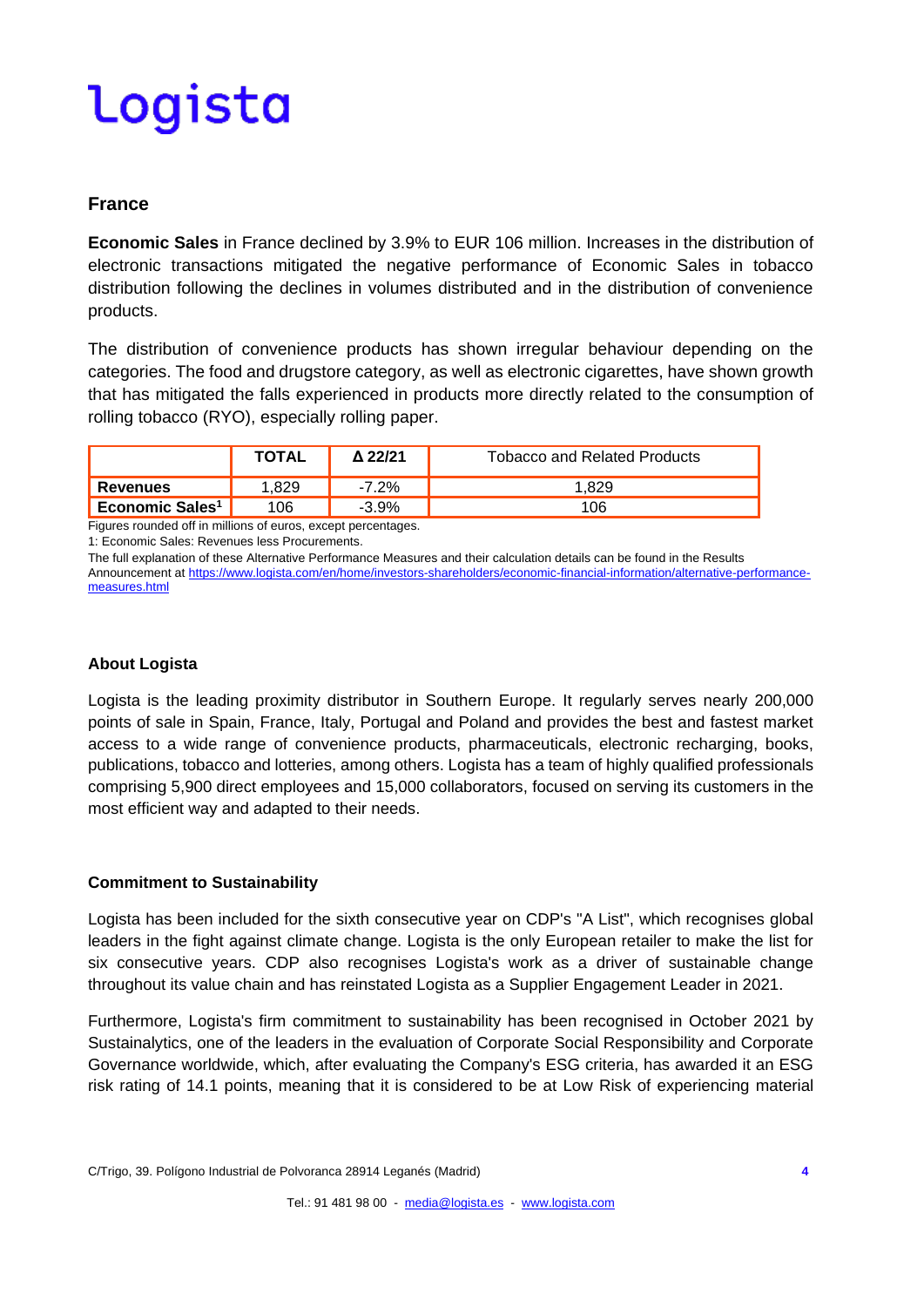## France

**Economic Sales** in France declined by 3.9% to EUR 106 million. Increases in the distribution of electronic transactions mitigated the negative performance of Economic Sales in tobacco distribution following the declines in volumes distributed and in the distribution of convenience products.

The distribution of convenience products has shown irregular behaviour depending on the categories. The food and drugstore category, as well as electronic cigarettes, have shown growth that has mitigated the falls experienced in products more directly related to the consumption of rolling tobacco (RYO), especially rolling paper.

| | **TOTAL** | **Δ 22/21** | Tobacco and Related Products |
|---|---|---|---|
| **Revenues** | 1,829 | -7.2% | 1,829 |
| **Economic Sales**[1] | 106 | -3.9% | 106 |

Figures rounded off in millions of euros, except percentages.

1: Economic Sales: Revenues less Procurements.

The full explanation of these Alternative Performance Measures and their calculation details can be found in the Results Announcement at https://www.logista.com/en/home/investors-shareholders/economic-financial-information/alternative-performance-measures.html

### About Logista

Logista is the leading proximity distributor in Southern Europe. It regularly serves nearly 200,000 points of sale in Spain, France, Italy, Portugal and Poland and provides the best and fastest market access to a wide range of convenience products, pharmaceuticals, electronic recharging, books, publications, tobacco and lotteries, among others. Logista has a team of highly qualified professionals comprising 5,900 direct employees and 15,000 collaborators, focused on serving its customers in the most efficient way and adapted to their needs.

### Commitment to Sustainability

Logista has been included for the sixth consecutive year on CDP's "A List", which recognises global leaders in the fight against climate change. Logista is the only European retailer to make the list for six consecutive years. CDP also recognises Logista's work as a driver of sustainable change throughout its value chain and has reinstated Logista as a Supplier Engagement Leader in 2021.

Furthermore, Logista's firm commitment to sustainability has been recognised in October 2021 by Sustainalytics, one of the leaders in the evaluation of Corporate Social Responsibility and Corporate Governance worldwide, which, after evaluating the Company's ESG criteria, has awarded it an ESG risk rating of 14.1 points, meaning that it is considered to be at Low Risk of experiencing material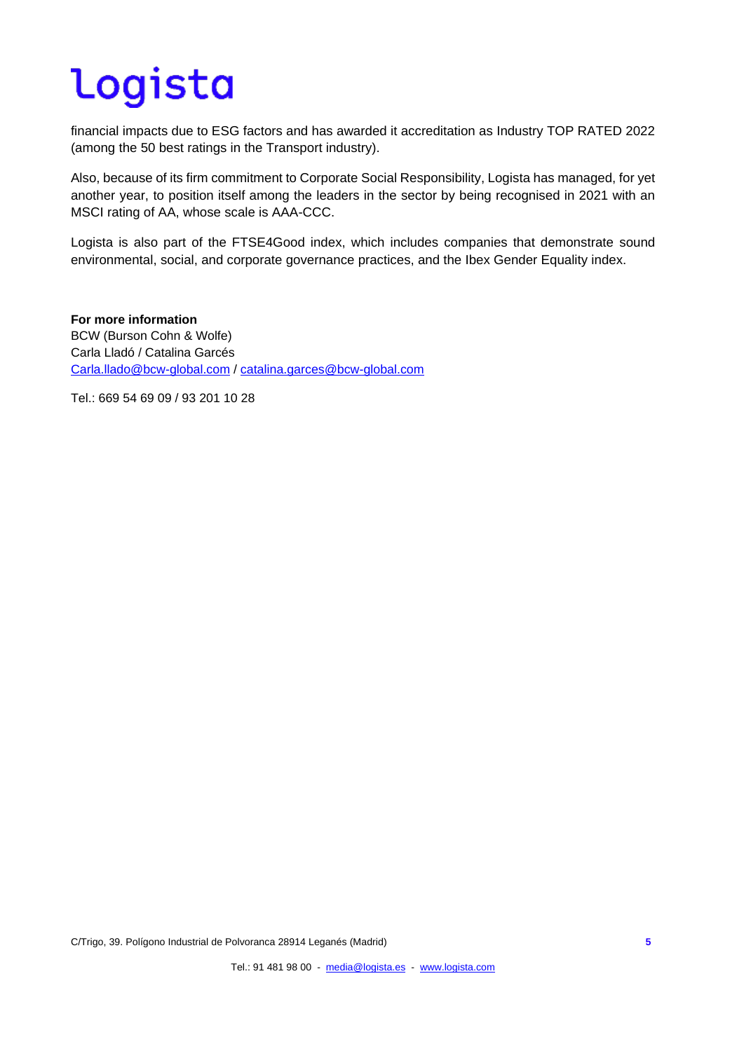financial impacts due to ESG factors and has awarded it accreditation as Industry TOP RATED 2022 (among the 50 best ratings in the Transport industry).

Also, because of its firm commitment to Corporate Social Responsibility, Logista has managed, for yet another year, to position itself among the leaders in the sector by being recognised in 2021 with an MSCI rating of AA, whose scale is AAA-CCC.

Logista is also part of the FTSE4Good index, which includes companies that demonstrate sound environmental, social, and corporate governance practices, and the Ibex Gender Equality index.

**For more information**
BCW (Burson Cohn & Wolfe)
Carla Lladó / Catalina Garcés
Carla.llado@bcw-global.com / catalina.garces@bcw-global.com

Tel.: 669 54 69 09 / 93 201 10 28